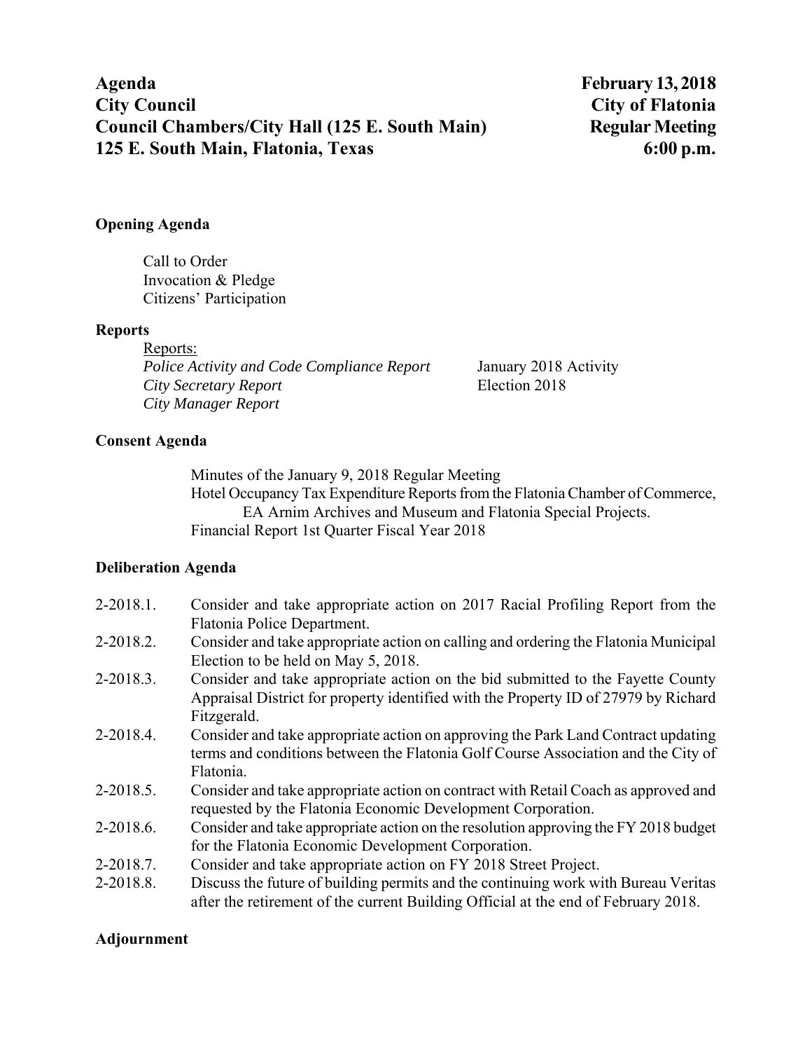**Agenda** **February 13, 2018**
**City Council** **City of Flatonia**
**Council Chambers/City Hall (125 E. South Main)** **Regular Meeting**
**125 E. South Main, Flatonia, Texas** **6:00 p.m.**

**Opening Agenda**

Call to Order
Invocation & Pledge
Citizens' Participation

**Reports**

Reports:
*Police Activity and Code Compliance Report* January 2018 Activity
*City Secretary Report* Election 2018
*City Manager Report*

**Consent Agenda**

Minutes of the January 9, 2018 Regular Meeting
Hotel Occupancy Tax Expenditure Reports from the Flatonia Chamber of Commerce, EA Arnim Archives and Museum and Flatonia Special Projects.
Financial Report 1st Quarter Fiscal Year 2018

**Deliberation Agenda**

2-2018.1. Consider and take appropriate action on 2017 Racial Profiling Report from the Flatonia Police Department.

2-2018.2. Consider and take appropriate action on calling and ordering the Flatonia Municipal Election to be held on May 5, 2018.

2-2018.3. Consider and take appropriate action on the bid submitted to the Fayette County Appraisal District for property identified with the Property ID of 27979 by Richard Fitzgerald.

2-2018.4. Consider and take appropriate action on approving the Park Land Contract updating terms and conditions between the Flatonia Golf Course Association and the City of Flatonia.

2-2018.5. Consider and take appropriate action on contract with Retail Coach as approved and requested by the Flatonia Economic Development Corporation.

2-2018.6. Consider and take appropriate action on the resolution approving the FY 2018 budget for the Flatonia Economic Development Corporation.

2-2018.7. Consider and take appropriate action on FY 2018 Street Project.

2-2018.8. Discuss the future of building permits and the continuing work with Bureau Veritas after the retirement of the current Building Official at the end of February 2018.

**Adjournment**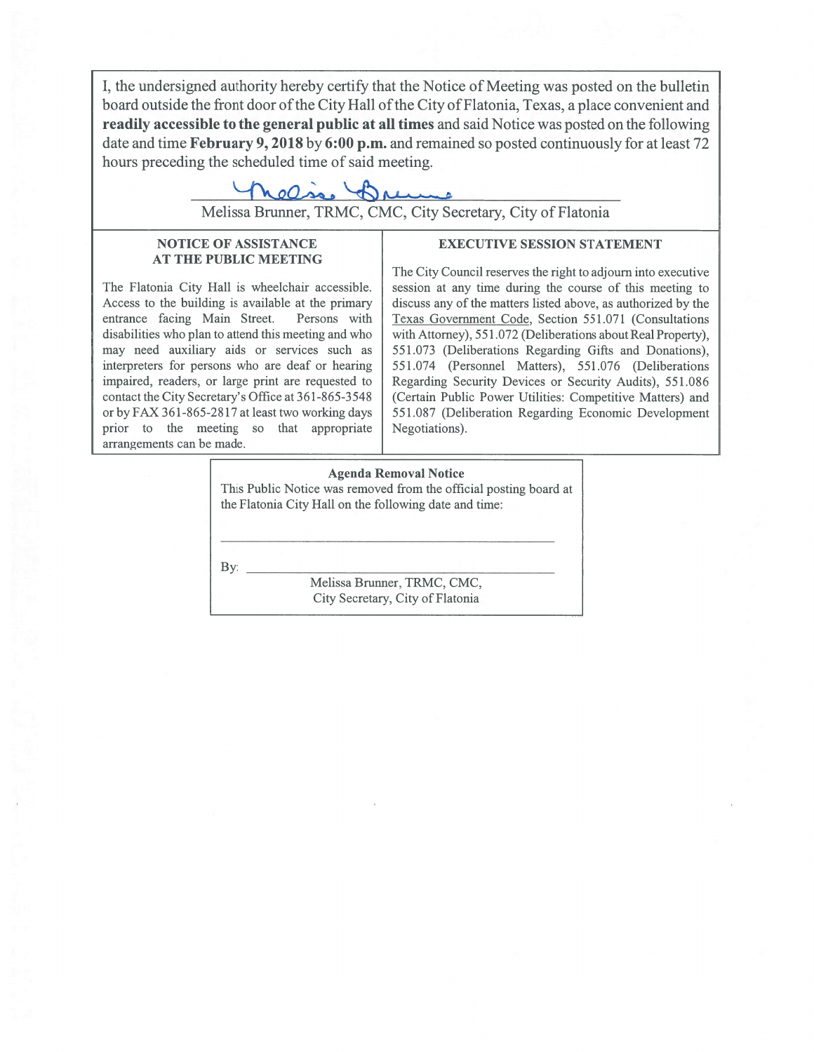I, the undersigned authority hereby certify that the Notice of Meeting was posted on the bulletin board outside the front door of the City Hall of the City of Flatonia, Texas, a place convenient and **readily accessible to the general public at all times** and said Notice was posted on the following date and time **February 9, 2018** by **6:00 p.m.** and remained so posted continuously for at least 72 hours preceding the scheduled time of said meeting.

Melissa Brunner, TRMC, CMC, City Secretary, City of Flatonia

### NOTICE OF ASSISTANCE AT THE PUBLIC MEETING

The Flatonia City Hall is wheelchair accessible. Access to the building is available at the primary entrance facing Main Street. Persons with disabilities who plan to attend this meeting and who may need auxiliary aids or services such as interpreters for persons who are deaf or hearing impaired, readers, or large print are requested to contact the City Secretary's Office at 361-865-3548 or by FAX 361-865-2817 at least two working days prior to the meeting so that appropriate arrangements can be made.

### EXECUTIVE SESSION STATEMENT

The City Council reserves the right to adjourn into executive session at any time during the course of this meeting to discuss any of the matters listed above, as authorized by the Texas Government Code, Section 551.071 (Consultations with Attorney), 551.072 (Deliberations about Real Property), 551.073 (Deliberations Regarding Gifts and Donations), 551.074 (Personnel Matters), 551.076 (Deliberations Regarding Security Devices or Security Audits), 551.086 (Certain Public Power Utilities: Competitive Matters) and 551.087 (Deliberation Regarding Economic Development Negotiations).

**Agenda Removal Notice**

This Public Notice was removed from the official posting board at the Flatonia City Hall on the following date and time:

\_\_\_\_\_\_\_\_\_\_\_\_\_\_\_\_\_\_\_\_\_\_\_\_\_\_\_\_\_\_\_\_\_\_\_\_\_\_\_\_

By: \_\_\_\_\_\_\_\_\_\_\_\_\_\_\_\_\_\_\_\_\_\_\_\_\_\_\_\_\_\_\_\_\_\_\_\_\_\_

Melissa Brunner, TRMC, CMC,
City Secretary, City of Flatonia